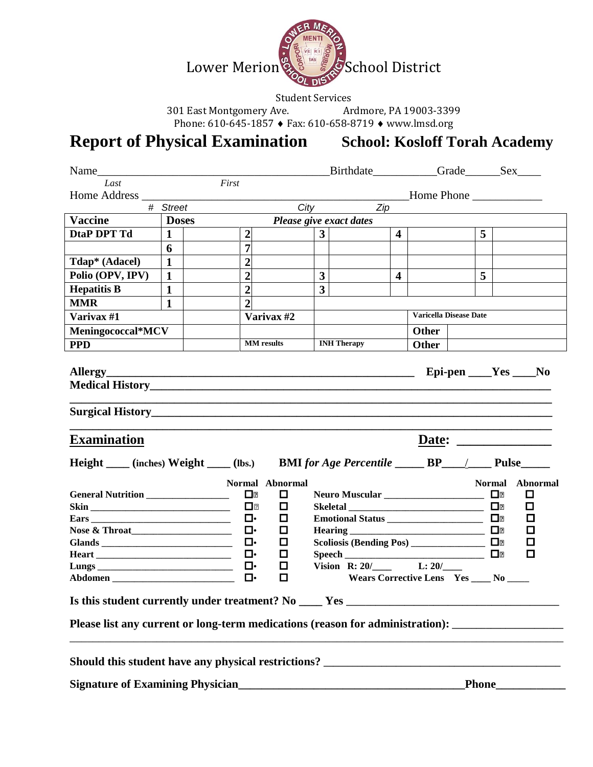Lower Merion School District

Student Services
301 East Montgomery Ave. Ardmore, PA 19003-3399
Phone: 610-645-1857 ♦ Fax: 610-658-8719 ♦ www.lmsd.org

# Report of Physical Examination **School: Kosloff Torah Academy**

Name_______________________________________ Birthdate___________Grade______Sex____
*Last* *First*

Home Address _____________________________________________Home Phone ____________
*# Street* *City* *Zip*

| Vaccine | Doses | | *Please give exact dates* | | | | | | |
|---|---|---|---|---|---|---|---|---|---|
| **DtaP DPT Td** | **1** | | **2** | **3** | | **4** | | **5** | |
| | **6** | | **7** | | | | | | |
| **Tdap* (Adacel)** | **1** | | **2** | | | | | | |
| **Polio (OPV, IPV)** | **1** | | **2** | **3** | | **4** | | **5** | |
| **Hepatitis B** | **1** | | **2** | **3** | | | | | |
| **MMR** | **1** | | **2** | | | | | | |
| **Varivax #1** | | | **Varivax #2** | | | **Varicella Disease Date** | | | |
| **Meningococcal*MCV** | | | | | | **Other** | | | |
| **PPD** | | | **MM results** | **INH Therapy** | | **Other** | | | |

**Allergy**_____________________________________________ **Epi-pen ____Yes ____No**

**Medical History**____________________________________________________________

______________________________________________________________________

**Surgical History**____________________________________________________________

______________________________________________________________________

## Examination **Date:** ______________

**Height ____ (inches) Weight ____ (lbs.)** **BMI *for Age Percentile* _____ BP____/____ Pulse_____**

| | Normal | Abnormal | | Normal | Abnormal |
|---|---|---|---|---|---|
| **General Nutrition** ________________ | ☐ | ☐ | **Neuro Muscular** ____________________ | ☐ | ☐ |
| **Skin** ___________________________ | ☐ | ☐ | **Skeletal** __________________________ | ☐ | ☐ |
| **Ears** ___________________________ | ☐ | ☐ | **Emotional Status** ___________________ | ☐ | ☐ |
| **Nose & Throat**____________________ | ☐ | ☐ | **Hearing** __________________________ | ☐ | ☐ |
| **Glands** _________________________ | ☐ | ☐ | **Scoliosis (Bending Pos)** ______________ | ☐ | ☐ |
| **Heart** __________________________ | ☐ | ☐ | **Speech** ___________________________ | ☐ | ☐ |
| **Lungs** __________________________ | ☐ | ☐ | **Vision R: 20/____ L: 20/____** | | |
| **Abdomen** ________________________ | ☐ | ☐ | **Wears Corrective Lens Yes ____ No _____** | | |

**Is this student currently under treatment? No ____ Yes** ____________________________________

**Please list any current or long-term medications (reason for administration):** __________________

______________________________________________________________________

**Should this student have any physical restrictions?** ________________________________________

**Signature of Examining Physician**_______________________________________**Phone**___________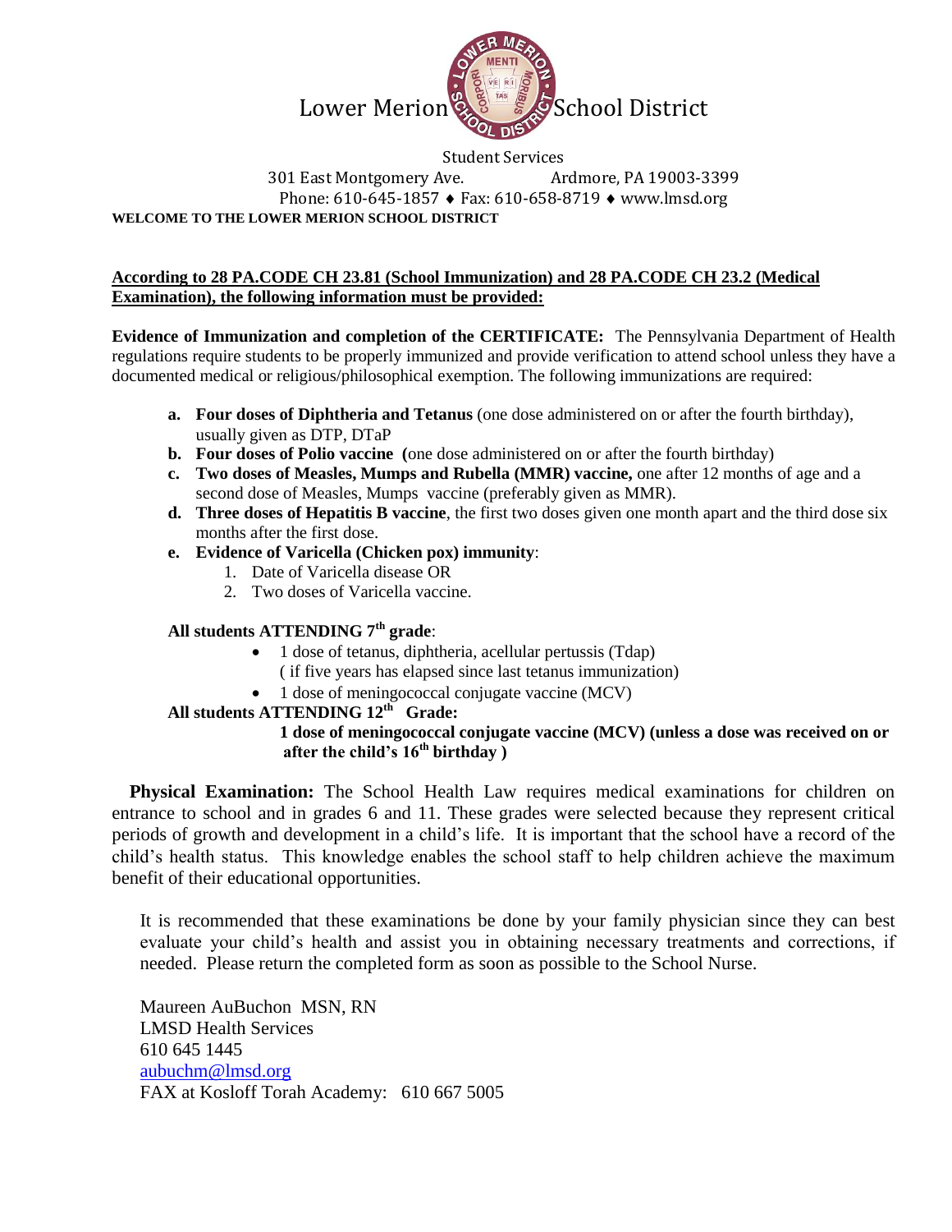# Lower Merion School District

Student Services

301 East Montgomery Ave. Ardmore, PA 19003-3399

Phone: 610-645-1857 ♦ Fax: 610-658-8719 ♦ www.lmsd.org

**WELCOME TO THE LOWER MERION SCHOOL DISTRICT**

**According to 28 PA.CODE CH 23.81 (School Immunization) and 28 PA.CODE CH 23.2 (Medical Examination), the following information must be provided:**

**Evidence of Immunization and completion of the CERTIFICATE:** The Pennsylvania Department of Health regulations require students to be properly immunized and provide verification to attend school unless they have a documented medical or religious/philosophical exemption. The following immunizations are required:

- **a. Four doses of Diphtheria and Tetanus** (one dose administered on or after the fourth birthday), usually given as DTP, DTaP
- **b. Four doses of Polio vaccine (**one dose administered on or after the fourth birthday)
- **c. Two doses of Measles, Mumps and Rubella (MMR) vaccine,** one after 12 months of age and a second dose of Measles, Mumps vaccine (preferably given as MMR).
- **d. Three doses of Hepatitis B vaccine**, the first two doses given one month apart and the third dose six months after the first dose.
- **e. Evidence of Varicella (Chicken pox) immunity**:
  1. Date of Varicella disease OR
  2. Two doses of Varicella vaccine.

**All students ATTENDING 7th grade**:

- 1 dose of tetanus, diphtheria, acellular pertussis (Tdap) ( if five years has elapsed since last tetanus immunization)
- 1 dose of meningococcal conjugate vaccine (MCV)

**All students ATTENDING 12th Grade:**

**1 dose of meningococcal conjugate vaccine (MCV) (unless a dose was received on or after the child's 16th birthday )**

**Physical Examination:** The School Health Law requires medical examinations for children on entrance to school and in grades 6 and 11. These grades were selected because they represent critical periods of growth and development in a child's life. It is important that the school have a record of the child's health status. This knowledge enables the school staff to help children achieve the maximum benefit of their educational opportunities.

It is recommended that these examinations be done by your family physician since they can best evaluate your child's health and assist you in obtaining necessary treatments and corrections, if needed. Please return the completed form as soon as possible to the School Nurse.

Maureen AuBuchon MSN, RN
LMSD Health Services
610 645 1445
aubuchm@lmsd.org
FAX at Kosloff Torah Academy: 610 667 5005